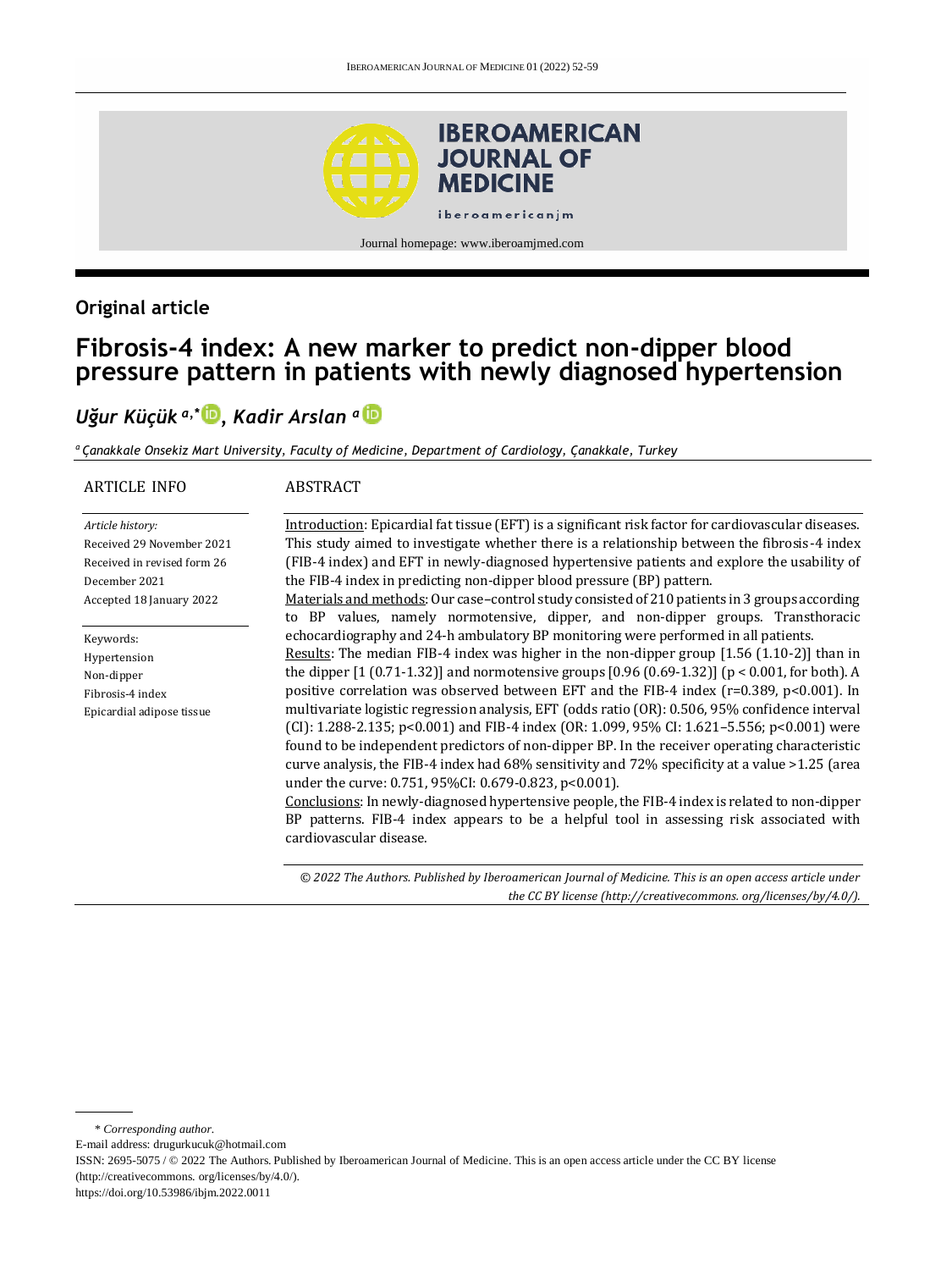Original article

# Fibrosis-4 index: A new marker to predict non-dipper blood pressure pattern in patients with newly diagnosed hypertension

***Uğur Küçük [a,*], Kadir Arslan [a]***

[a] *Çanakkale Onsekiz Mart University, Faculty of Medicine, Department of Cardiology, Çanakkale, Turkey*

## ARTICLE INFO

*Article history:*
Received 29 November 2021
Received in revised form 26 December 2021
Accepted 18 January 2022

Keywords:
Hypertension
Non-dipper
Fibrosis-4 index
Epicardial adipose tissue

## ABSTRACT

Introduction: Epicardial fat tissue (EFT) is a significant risk factor for cardiovascular diseases. This study aimed to investigate whether there is a relationship between the fibrosis-4 index (FIB-4 index) and EFT in newly-diagnosed hypertensive patients and explore the usability of the FIB-4 index in predicting non-dipper blood pressure (BP) pattern.

Materials and methods: Our case–control study consisted of 210 patients in 3 groups according to BP values, namely normotensive, dipper, and non-dipper groups. Transthoracic echocardiography and 24-h ambulatory BP monitoring were performed in all patients.

Results: The median FIB-4 index was higher in the non-dipper group [1.56 (1.10-2)] than in the dipper [1 (0.71-1.32)] and normotensive groups [0.96 (0.69-1.32)] ($p < 0.001$, for both). A positive correlation was observed between EFT and the FIB-4 index ($r=0.389$, $p<0.001$). In multivariate logistic regression analysis, EFT (odds ratio (OR): 0.506, 95% confidence interval (CI): 1.288-2.135; $p<0.001$) and FIB-4 index (OR: 1.099, 95% CI: 1.621–5.556; $p<0.001$) were found to be independent predictors of non-dipper BP. In the receiver operating characteristic curve analysis, the FIB-4 index had 68% sensitivity and 72% specificity at a value >1.25 (area under the curve: 0.751, 95%CI: 0.679-0.823, $p<0.001$).

Conclusions: In newly-diagnosed hypertensive people, the FIB-4 index is related to non-dipper BP patterns. FIB-4 index appears to be a helpful tool in assessing risk associated with cardiovascular disease.

*© 2022 The Authors. Published by Iberoamerican Journal of Medicine. This is an open access article under the CC BY license (http://creativecommons. org/licenses/by/4.0/).*

\* *Corresponding author.*
E-mail address: drugurkucuk@hotmail.com
ISSN: 2695-5075 / © 2022 The Authors. Published by Iberoamerican Journal of Medicine. This is an open access article under the CC BY license (http://creativecommons. org/licenses/by/4.0/).
https://doi.org/10.53986/ibjm.2022.0011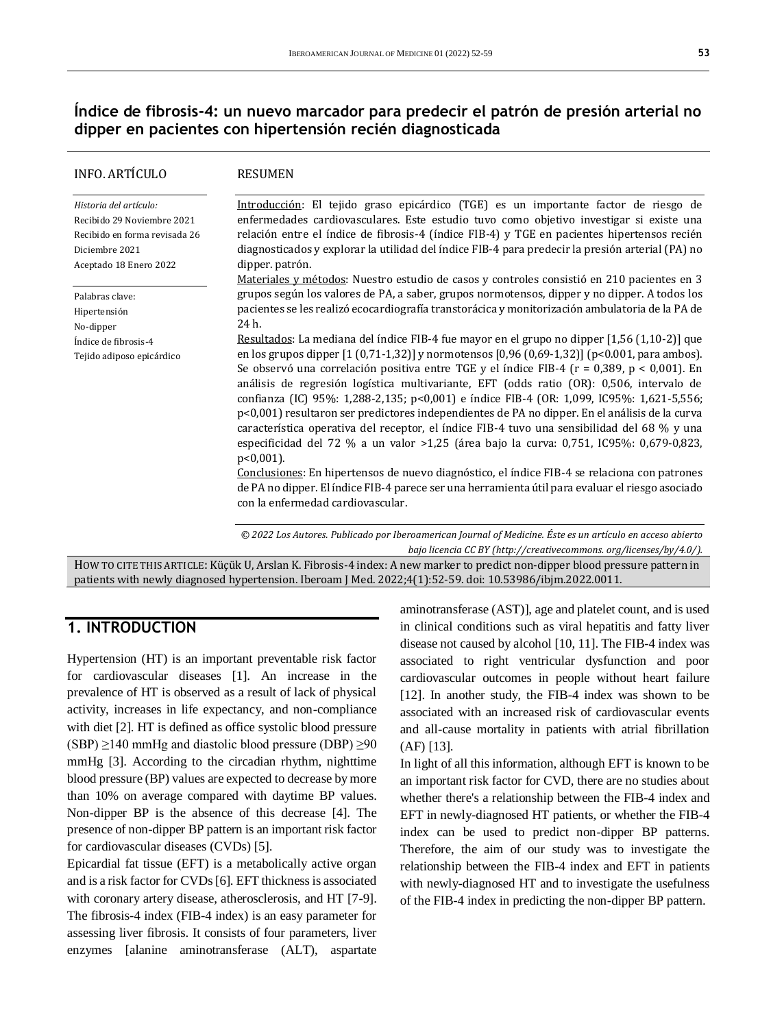## Índice de fibrosis-4: un nuevo marcador para predecir el patrón de presión arterial no dipper en pacientes con hipertensión recién diagnosticada

**INFO. ARTÍCULO**

*Historia del artículo:*
Recibido 29 Noviembre 2021
Recibido en forma revisada 26 Diciembre 2021
Aceptado 18 Enero 2022

Palabras clave:
Hipertensión
No-dipper
Índice de fibrosis-4
Tejido adiposo epicárdico

**RESUMEN**

Introducción: El tejido graso epicárdico (TGE) es un importante factor de riesgo de enfermedades cardiovasculares. Este estudio tuvo como objetivo investigar si existe una relación entre el índice de fibrosis-4 (índice FIB-4) y TGE en pacientes hipertensos recién diagnosticados y explorar la utilidad del índice FIB-4 para predecir la presión arterial (PA) no dipper. patrón.

Materiales y métodos: Nuestro estudio de casos y controles consistió en 210 pacientes en 3 grupos según los valores de PA, a saber, grupos normotensos, dipper y no dipper. A todos los pacientes se les realizó ecocardiografía transtorácica y monitorización ambulatoria de la PA de 24 h.

Resultados: La mediana del índice FIB-4 fue mayor en el grupo no dipper [1,56 (1,10-2)] que en los grupos dipper [1 (0,71-1,32)] y normotensos [0,96 (0,69-1,32)] ($p<0.001$, para ambos). Se observó una correlación positiva entre TGE y el índice FIB-4 ($r = 0,389$, $p < 0,001$). En análisis de regresión logística multivariante, EFT (odds ratio (OR): 0,506, intervalo de confianza (IC) 95%: 1,288-2,135; $p<0,001$) e índice FIB-4 (OR: 1,099, IC95%: 1,621-5,556; $p<0,001$) resultaron ser predictores independientes de PA no dipper. En el análisis de la curva característica operativa del receptor, el índice FIB-4 tuvo una sensibilidad del 68 % y una especificidad del 72 % a un valor >1,25 (área bajo la curva: 0,751, IC95%: 0,679-0,823, $p<0,001$).

Conclusiones: En hipertensos de nuevo diagnóstico, el índice FIB-4 se relaciona con patrones de PA no dipper. El índice FIB-4 parece ser una herramienta útil para evaluar el riesgo asociado con la enfermedad cardiovascular.

*© 2022 Los Autores. Publicado por Iberoamerican Journal of Medicine. Éste es un artículo en acceso abierto bajo licencia CC BY (http://creativecommons. org/licenses/by/4.0/).*

HOW TO CITE THIS ARTICLE: Küçük U, Arslan K. Fibrosis-4 index: A new marker to predict non-dipper blood pressure pattern in patients with newly diagnosed hypertension. Iberoam J Med. 2022;4(1):52-59. doi: 10.53986/ibjm.2022.0011.

## 1. INTRODUCTION

Hypertension (HT) is an important preventable risk factor for cardiovascular diseases [1]. An increase in the prevalence of HT is observed as a result of lack of physical activity, increases in life expectancy, and non-compliance with diet [2]. HT is defined as office systolic blood pressure (SBP) ≥140 mmHg and diastolic blood pressure (DBP) ≥90 mmHg [3]. According to the circadian rhythm, nighttime blood pressure (BP) values are expected to decrease by more than 10% on average compared with daytime BP values. Non-dipper BP is the absence of this decrease [4]. The presence of non-dipper BP pattern is an important risk factor for cardiovascular diseases (CVDs) [5].

Epicardial fat tissue (EFT) is a metabolically active organ and is a risk factor for CVDs [6]. EFT thickness is associated with coronary artery disease, atherosclerosis, and HT [7-9]. The fibrosis-4 index (FIB-4 index) is an easy parameter for assessing liver fibrosis. It consists of four parameters, liver enzymes [alanine aminotransferase (ALT), aspartate aminotransferase (AST)], age and platelet count, and is used in clinical conditions such as viral hepatitis and fatty liver disease not caused by alcohol [10, 11]. The FIB-4 index was associated to right ventricular dysfunction and poor cardiovascular outcomes in people without heart failure [12]. In another study, the FIB-4 index was shown to be associated with an increased risk of cardiovascular events and all-cause mortality in patients with atrial fibrillation (AF) [13].

In light of all this information, although EFT is known to be an important risk factor for CVD, there are no studies about whether there's a relationship between the FIB-4 index and EFT in newly-diagnosed HT patients, or whether the FIB-4 index can be used to predict non-dipper BP patterns. Therefore, the aim of our study was to investigate the relationship between the FIB-4 index and EFT in patients with newly-diagnosed HT and to investigate the usefulness of the FIB-4 index in predicting the non-dipper BP pattern.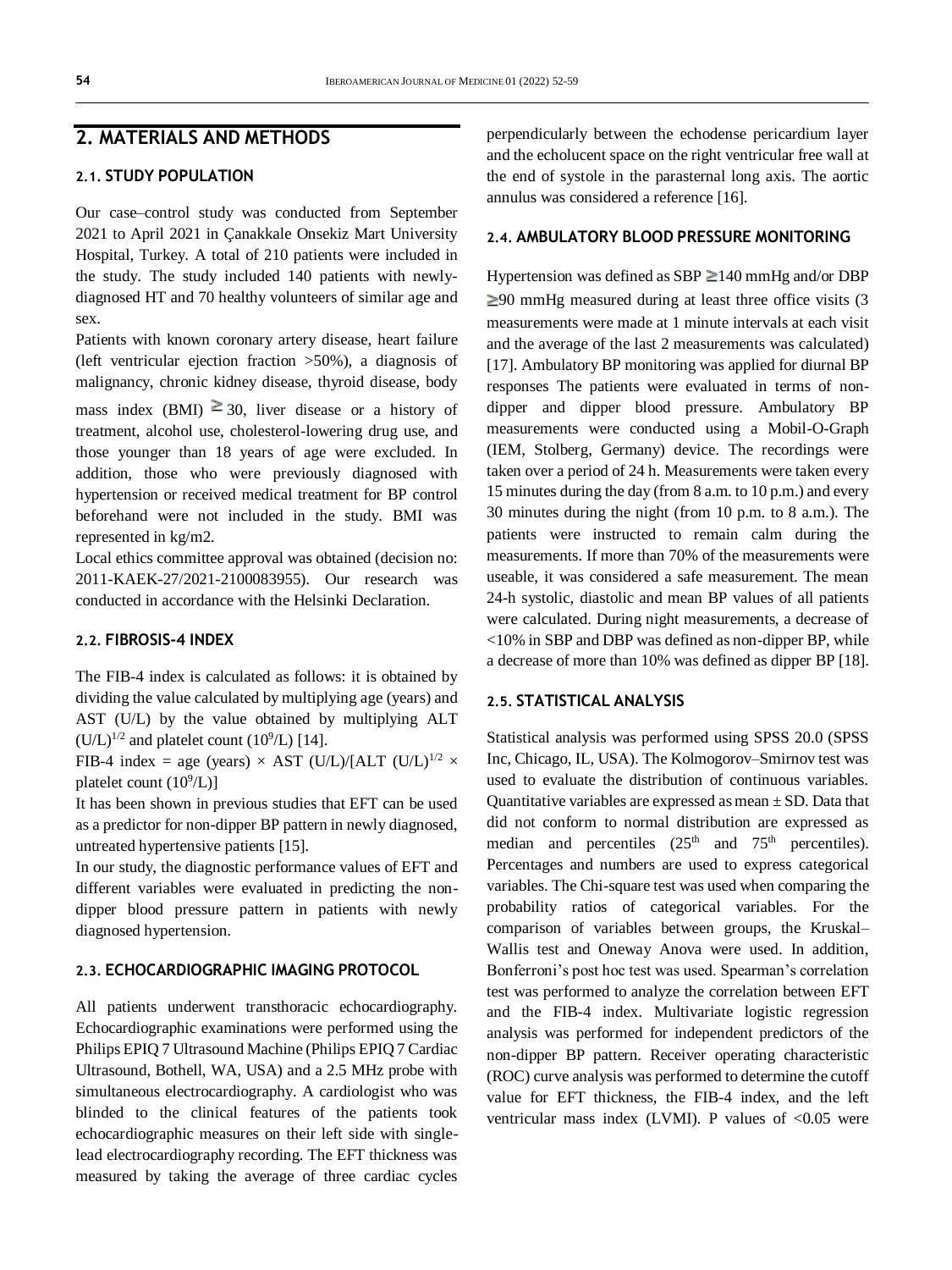## 2. MATERIALS AND METHODS

### 2.1. STUDY POPULATION

Our case–control study was conducted from September 2021 to April 2021 in Çanakkale Onsekiz Mart University Hospital, Turkey. A total of 210 patients were included in the study. The study included 140 patients with newly-diagnosed HT and 70 healthy volunteers of similar age and sex.

Patients with known coronary artery disease, heart failure (left ventricular ejection fraction >50%), a diagnosis of malignancy, chronic kidney disease, thyroid disease, body mass index (BMI) ≧ 30, liver disease or a history of treatment, alcohol use, cholesterol-lowering drug use, and those younger than 18 years of age were excluded. In addition, those who were previously diagnosed with hypertension or received medical treatment for BP control beforehand were not included in the study. BMI was represented in kg/m2.

Local ethics committee approval was obtained (decision no: 2011-KAEK-27/2021-2100083955). Our research was conducted in accordance with the Helsinki Declaration.

### 2.2. FIBROSIS-4 INDEX

The FIB-4 index is calculated as follows: it is obtained by dividing the value calculated by multiplying age (years) and AST (U/L) by the value obtained by multiplying ALT $(U/L)^{1/2}$ and platelet count $(10^9/L)$ [14].

FIB-4 index = age (years) × AST (U/L)/[ALT $(U/L)^{1/2}$ × platelet count $(10^9/L)$]

It has been shown in previous studies that EFT can be used as a predictor for non-dipper BP pattern in newly diagnosed, untreated hypertensive patients [15].

In our study, the diagnostic performance values of EFT and different variables were evaluated in predicting the non-dipper blood pressure pattern in patients with newly diagnosed hypertension.

### 2.3. ECHOCARDIOGRAPHIC IMAGING PROTOCOL

All patients underwent transthoracic echocardiography. Echocardiographic examinations were performed using the Philips EPIQ 7 Ultrasound Machine (Philips EPIQ 7 Cardiac Ultrasound, Bothell, WA, USA) and a 2.5 MHz probe with simultaneous electrocardiography. A cardiologist who was blinded to the clinical features of the patients took echocardiographic measures on their left side with single-lead electrocardiography recording. The EFT thickness was measured by taking the average of three cardiac cycles perpendicularly between the echodense pericardium layer and the echolucent space on the right ventricular free wall at the end of systole in the parasternal long axis. The aortic annulus was considered a reference [16].

### 2.4. AMBULATORY BLOOD PRESSURE MONITORING

Hypertension was defined as SBP ≧140 mmHg and/or DBP ≧90 mmHg measured during at least three office visits (3 measurements were made at 1 minute intervals at each visit and the average of the last 2 measurements was calculated) [17]. Ambulatory BP monitoring was applied for diurnal BP responses The patients were evaluated in terms of non-dipper and dipper blood pressure. Ambulatory BP measurements were conducted using a Mobil-O-Graph (IEM, Stolberg, Germany) device. The recordings were taken over a period of 24 h. Measurements were taken every 15 minutes during the day (from 8 a.m. to 10 p.m.) and every 30 minutes during the night (from 10 p.m. to 8 a.m.). The patients were instructed to remain calm during the measurements. If more than 70% of the measurements were useable, it was considered a safe measurement. The mean 24-h systolic, diastolic and mean BP values of all patients were calculated. During night measurements, a decrease of <10% in SBP and DBP was defined as non-dipper BP, while a decrease of more than 10% was defined as dipper BP [18].

### 2.5. STATISTICAL ANALYSIS

Statistical analysis was performed using SPSS 20.0 (SPSS Inc, Chicago, IL, USA). The Kolmogorov–Smirnov test was used to evaluate the distribution of continuous variables. Quantitative variables are expressed as mean ± SD. Data that did not conform to normal distribution are expressed as median and percentiles ($25^{th}$ and $75^{th}$ percentiles). Percentages and numbers are used to express categorical variables. The Chi-square test was used when comparing the probability ratios of categorical variables. For the comparison of variables between groups, the Kruskal–Wallis test and Oneway Anova were used. In addition, Bonferroni's post hoc test was used. Spearman's correlation test was performed to analyze the correlation between EFT and the FIB-4 index. Multivariate logistic regression analysis was performed for independent predictors of the non-dipper BP pattern. Receiver operating characteristic (ROC) curve analysis was performed to determine the cutoff value for EFT thickness, the FIB-4 index, and the left ventricular mass index (LVMI). P values of <0.05 were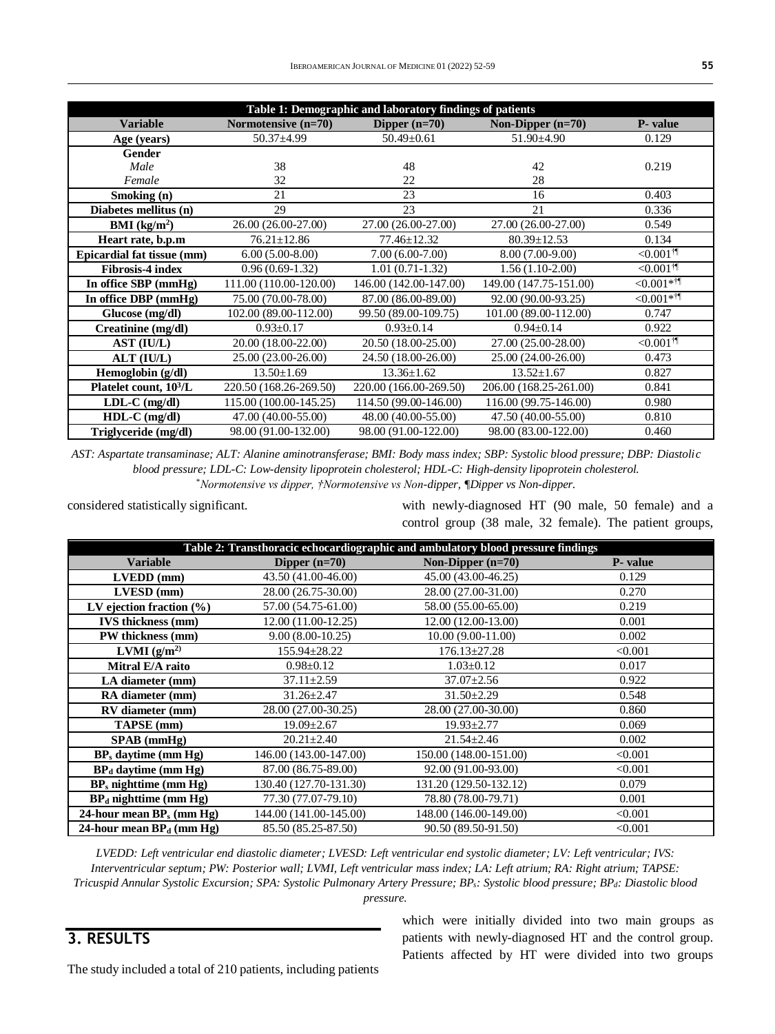| Table 1: Demographic and laboratory findings of patients | | | | |
|---|---|---|---|---|
| **Variable** | **Normotensive (n=70)** | **Dipper (n=70)** | **Non-Dipper (n=70)** | **P- value** |
| **Age (years)** | 50.37±4.99 | 50.49±0.61 | 51.90±4.90 | 0.129 |
| **Gender** | | | | |
| *Male* | 38 | 48 | 42 | 0.219 |
| *Female* | 32 | 22 | 28 | |
| **Smoking (n)** | 21 | 23 | 16 | 0.403 |
| **Diabetes mellitus (n)** | 29 | 23 | 21 | 0.336 |
| **BMI (kg/m$^2$)** | 26.00 (26.00-27.00) | 27.00 (26.00-27.00) | 27.00 (26.00-27.00) | 0.549 |
| **Heart rate, b.p.m** | 76.21±12.86 | 77.46±12.32 | 80.39±12.53 | 0.134 |
| **Epicardial fat tissue (mm)** | 6.00 (5.00-8.00) | 7.00 (6.00-7.00) | 8.00 (7.00-9.00) | <0.001†¶ |
| **Fibrosis-4 index** | 0.96 (0.69-1.32) | 1.01 (0.71-1.32) | 1.56 (1.10-2.00) | <0.001†¶ |
| **In office SBP (mmHg)** | 111.00 (110.00-120.00) | 146.00 (142.00-147.00) | 149.00 (147.75-151.00) | <0.001*†¶ |
| **In office DBP (mmHg)** | 75.00 (70.00-78.00) | 87.00 (86.00-89.00) | 92.00 (90.00-93.25) | <0.001*†¶ |
| **Glucose (mg/dl)** | 102.00 (89.00-112.00) | 99.50 (89.00-109.75) | 101.00 (89.00-112.00) | 0.747 |
| **Creatinine (mg/dl)** | 0.93±0.17 | 0.93±0.14 | 0.94±0.14 | 0.922 |
| **AST (IU/L)** | 20.00 (18.00-22.00) | 20.50 (18.00-25.00) | 27.00 (25.00-28.00) | <0.001†¶ |
| **ALT (IU/L)** | 25.00 (23.00-26.00) | 24.50 (18.00-26.00) | 25.00 (24.00-26.00) | 0.473 |
| **Hemoglobin (g/dl)** | 13.50±1.69 | 13.36±1.62 | 13.52±1.67 | 0.827 |
| **Platelet count, 10$^3$/L** | 220.50 (168.26-269.50) | 220.00 (166.00-269.50) | 206.00 (168.25-261.00) | 0.841 |
| **LDL-C (mg/dl)** | 115.00 (100.00-145.25) | 114.50 (99.00-146.00) | 116.00 (99.75-146.00) | 0.980 |
| **HDL-C (mg/dl)** | 47.00 (40.00-55.00) | 48.00 (40.00-55.00) | 47.50 (40.00-55.00) | 0.810 |
| **Triglyceride (mg/dl)** | 98.00 (91.00-132.00) | 98.00 (91.00-122.00) | 98.00 (83.00-122.00) | 0.460 |

*AST: Aspartate transaminase; ALT: Alanine aminotransferase; BMI: Body mass index; SBP: Systolic blood pressure; DBP: Diastolic blood pressure; LDL-C: Low-density lipoprotein cholesterol; HDL-C: High-density lipoprotein cholesterol.*
*\*Normotensive vs dipper, †Normotensive vs Non-dipper, ¶Dipper vs Non-dipper.*

considered statistically significant.

| Table 2: Transthoracic echocardiographic and ambulatory blood pressure findings | | | |
|---|---|---|---|
| **Variable** | **Dipper (n=70)** | **Non-Dipper (n=70)** | **P- value** |
| **LVEDD (mm)** | 43.50 (41.00-46.00) | 45.00 (43.00-46.25) | 0.129 |
| **LVESD (mm)** | 28.00 (26.75-30.00) | 28.00 (27.00-31.00) | 0.270 |
| **LV ejection fraction (%)** | 57.00 (54.75-61.00) | 58.00 (55.00-65.00) | 0.219 |
| **IVS thickness (mm)** | 12.00 (11.00-12.25) | 12.00 (12.00-13.00) | 0.001 |
| **PW thickness (mm)** | 9.00 (8.00-10.25) | 10.00 (9.00-11.00) | 0.002 |
| **LVMI (g/m$^2$)** | 155.94±28.22 | 176.13±27.28 | <0.001 |
| **Mitral E/A raito** | 0.98±0.12 | 1.03±0.12 | 0.017 |
| **LA diameter (mm)** | 37.11±2.59 | 37.07±2.56 | 0.922 |
| **RA diameter (mm)** | 31.26±2.47 | 31.50±2.29 | 0.548 |
| **RV diameter (mm)** | 28.00 (27.00-30.25) | 28.00 (27.00-30.00) | 0.860 |
| **TAPSE (mm)** | 19.09±2.67 | 19.93±2.77 | 0.069 |
| **SPAB (mmHg)** | 20.21±2.40 | 21.54±2.46 | 0.002 |
| **$BP_s$ daytime (mm Hg)** | 146.00 (143.00-147.00) | 150.00 (148.00-151.00) | <0.001 |
| **$BP_d$ daytime (mm Hg)** | 87.00 (86.75-89.00) | 92.00 (91.00-93.00) | <0.001 |
| **$BP_s$ nighttime (mm Hg)** | 130.40 (127.70-131.30) | 131.20 (129.50-132.12) | 0.079 |
| **$BP_d$ nighttime (mm Hg)** | 77.30 (77.07-79.10) | 78.80 (78.00-79.71) | 0.001 |
| **24-hour mean $BP_s$ (mm Hg)** | 144.00 (141.00-145.00) | 148.00 (146.00-149.00) | <0.001 |
| **24-hour mean $BP_d$ (mm Hg)** | 85.50 (85.25-87.50) | 90.50 (89.50-91.50) | <0.001 |

*LVEDD: Left ventricular end diastolic diameter; LVESD: Left ventricular end systolic diameter; LV: Left ventricular; IVS: Interventricular septum; PW: Posterior wall; LVMI, Left ventricular mass index; LA: Left atrium; RA: Right atrium; TAPSE: Tricuspid Annular Systolic Excursion; SPA: Systolic Pulmonary Artery Pressure; $BP_s$: Systolic blood pressure; $BP_d$: Diastolic blood pressure.*

## 3. RESULTS

The study included a total of 210 patients, including patients with newly-diagnosed HT (90 male, 50 female) and a control group (38 male, 32 female). The patient groups, which were initially divided into two main groups as patients with newly-diagnosed HT and the control group. Patients affected by HT were divided into two groups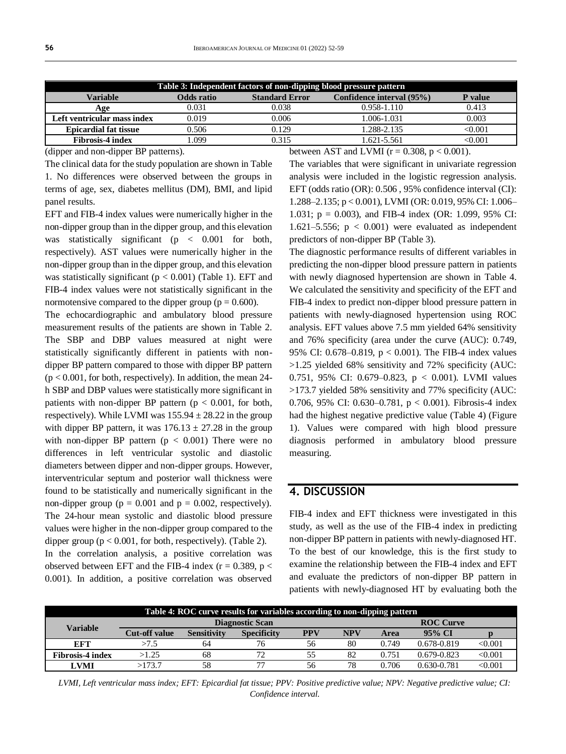| Table 3: Independent factors of non-dipping blood pressure pattern | | | | |
|---|---|---|---|---|
| **Variable** | **Odds ratio** | **Standard Error** | **Confidence interval (95%)** | **P value** |
| **Age** | 0.031 | 0.038 | 0.958-1.110 | 0.413 |
| **Left ventricular mass index** | 0.019 | 0.006 | 1.006-1.031 | 0.003 |
| **Epicardial fat tissue** | 0.506 | 0.129 | 1.288-2.135 | <0.001 |
| **Fibrosis-4 index** | 1.099 | 0.315 | 1.621-5.561 | <0.001 |

(dipper and non-dipper BP patterns).

The clinical data for the study population are shown in Table 1. No differences were observed between the groups in terms of age, sex, diabetes mellitus (DM), BMI, and lipid panel results.

EFT and FIB-4 index values were numerically higher in the non-dipper group than in the dipper group, and this elevation was statistically significant ($p < 0.001$ for both, respectively). AST values were numerically higher in the non-dipper group than in the dipper group, and this elevation was statistically significant ($p < 0.001$) (Table 1). EFT and FIB-4 index values were not statistically significant in the normotensive compared to the dipper group ($p = 0.600$).

The echocardiographic and ambulatory blood pressure measurement results of the patients are shown in Table 2. The SBP and DBP values measured at night were statistically significantly different in patients with non-dipper BP pattern compared to those with dipper BP pattern ($p < 0.001$, for both, respectively). In addition, the mean 24-h SBP and DBP values were statistically more significant in patients with non-dipper BP pattern ($p < 0.001$, for both, respectively). While LVMI was $155.94 \pm 28.22$ in the group with dipper BP pattern, it was $176.13 \pm 27.28$ in the group with non-dipper BP pattern ($p < 0.001$) There were no differences in left ventricular systolic and diastolic diameters between dipper and non-dipper groups. However, interventricular septum and posterior wall thickness were found to be statistically and numerically significant in the non-dipper group ($p = 0.001$ and $p = 0.002$, respectively). The 24-hour mean systolic and diastolic blood pressure values were higher in the non-dipper group compared to the dipper group ($p < 0.001$, for both, respectively). (Table 2).

In the correlation analysis, a positive correlation was observed between EFT and the FIB-4 index ($r = 0.389$, $p < 0.001$). In addition, a positive correlation was observed between AST and LVMI ($r = 0.308$, $p < 0.001$).

The variables that were significant in univariate regression analysis were included in the logistic regression analysis. EFT (odds ratio (OR): 0.506 , 95% confidence interval (CI): 1.288–2.135; $p < 0.001$), LVMI (OR: 0.019, 95% CI: 1.006–1.031; $p = 0.003$), and FIB-4 index (OR: 1.099, 95% CI: 1.621–5.556; $p < 0.001$) were evaluated as independent predictors of non-dipper BP (Table 3).

The diagnostic performance results of different variables in predicting the non-dipper blood pressure pattern in patients with newly diagnosed hypertension are shown in Table 4. We calculated the sensitivity and specificity of the EFT and FIB-4 index to predict non-dipper blood pressure pattern in patients with newly-diagnosed hypertension using ROC analysis. EFT values above 7.5 mm yielded 64% sensitivity and 76% specificity (area under the curve (AUC): 0.749, 95% CI: 0.678–0.819, $p < 0.001$). The FIB-4 index values >1.25 yielded 68% sensitivity and 72% specificity (AUC: 0.751, 95% CI: 0.679–0.823, $p < 0.001$). LVMI values >173.7 yielded 58% sensitivity and 77% specificity (AUC: 0.706, 95% CI: 0.630–0.781, $p < 0.001$). Fibrosis-4 index had the highest negative predictive value (Table 4) (Figure 1). Values were compared with high blood pressure diagnosis performed in ambulatory blood pressure measuring.

## 4. DISCUSSION

FIB-4 index and EFT thickness were investigated in this study, as well as the use of the FIB-4 index in predicting non-dipper BP pattern in patients with newly-diagnosed HT. To the best of our knowledge, this is the first study to examine the relationship between the FIB-4 index and EFT and evaluate the predictors of non-dipper BP pattern in patients with newly-diagnosed HT by evaluating both the

| Table 4: ROC curve results for variables according to non-dipping pattern | | | | | | | | |
|---|---|---|---|---|---|---|---|---|
| **Variable** | **Diagnostic Scan** | | | | | **ROC Curve** | | |
| | **Cut-off value** | **Sensitivity** | **Specificity** | **PPV** | **NPV** | **Area** | **95% CI** | **p** |
| **EFT** | >7.5 | 64 | 76 | 56 | 80 | 0.749 | 0.678-0.819 | <0.001 |
| **Fibrosis-4 index** | >1.25 | 68 | 72 | 55 | 82 | 0.751 | 0.679-0.823 | <0.001 |
| **LVMI** | >173.7 | 58 | 77 | 56 | 78 | 0.706 | 0.630-0.781 | <0.001 |

*LVMI, Left ventricular mass index; EFT: Epicardial fat tissue; PPV: Positive predictive value; NPV: Negative predictive value; CI: Confidence interval.*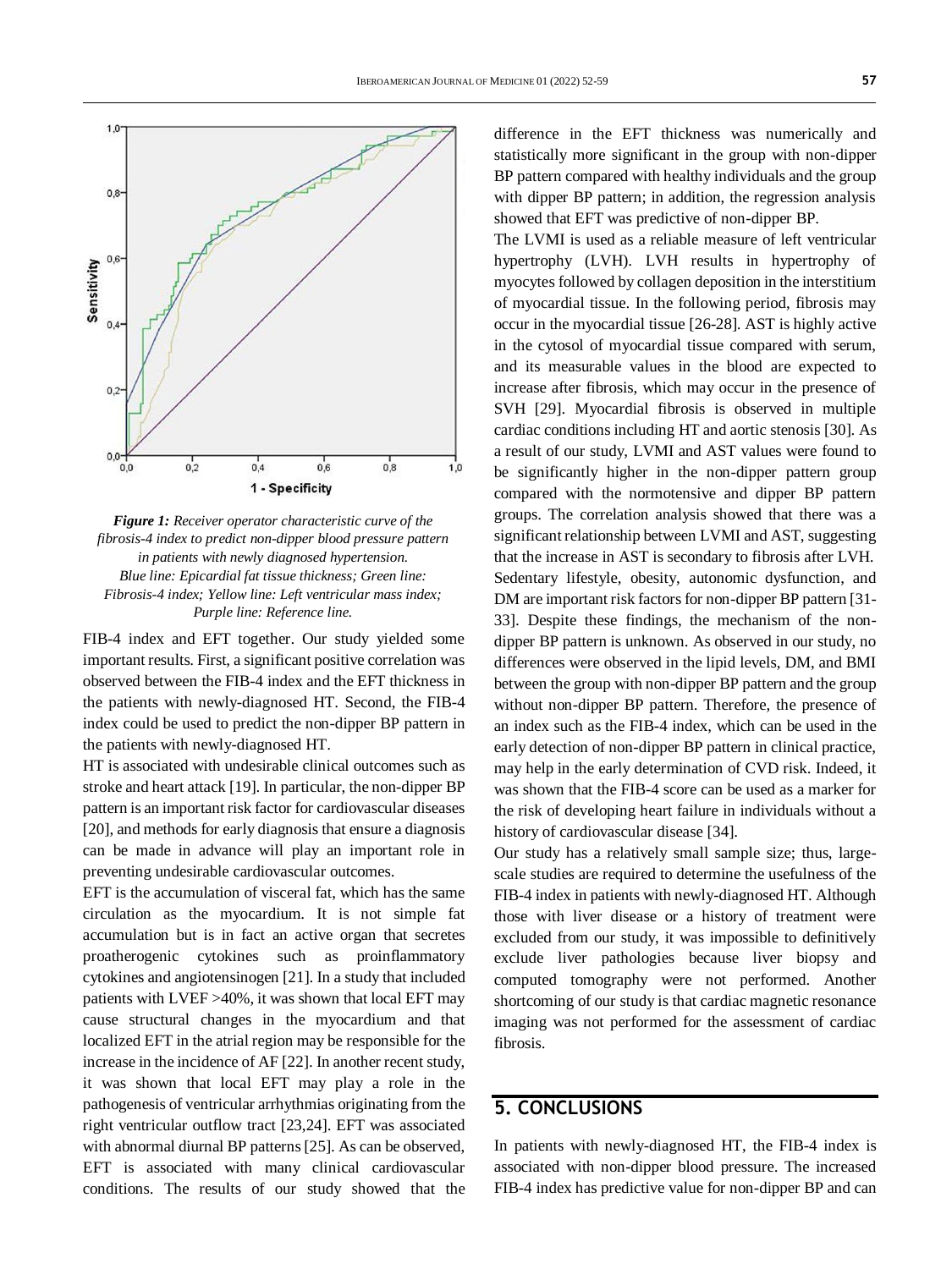*Figure 1: Receiver operator characteristic curve of the fibrosis-4 index to predict non-dipper blood pressure pattern in patients with newly diagnosed hypertension. Blue line: Epicardial fat tissue thickness; Green line: Fibrosis-4 index; Yellow line: Left ventricular mass index; Purple line: Reference line.*

FIB-4 index and EFT together. Our study yielded some important results. First, a significant positive correlation was observed between the FIB-4 index and the EFT thickness in the patients with newly-diagnosed HT. Second, the FIB-4 index could be used to predict the non-dipper BP pattern in the patients with newly-diagnosed HT.

HT is associated with undesirable clinical outcomes such as stroke and heart attack [19]. In particular, the non-dipper BP pattern is an important risk factor for cardiovascular diseases [20], and methods for early diagnosis that ensure a diagnosis can be made in advance will play an important role in preventing undesirable cardiovascular outcomes.

EFT is the accumulation of visceral fat, which has the same circulation as the myocardium. It is not simple fat accumulation but is in fact an active organ that secretes proatherogenic cytokines such as proinflammatory cytokines and angiotensinogen [21]. In a study that included patients with LVEF >40%, it was shown that local EFT may cause structural changes in the myocardium and that localized EFT in the atrial region may be responsible for the increase in the incidence of AF [22]. In another recent study, it was shown that local EFT may play a role in the pathogenesis of ventricular arrhythmias originating from the right ventricular outflow tract [23,24]. EFT was associated with abnormal diurnal BP patterns [25]. As can be observed, EFT is associated with many clinical cardiovascular conditions. The results of our study showed that the difference in the EFT thickness was numerically and statistically more significant in the group with non-dipper BP pattern compared with healthy individuals and the group with dipper BP pattern; in addition, the regression analysis showed that EFT was predictive of non-dipper BP.

The LVMI is used as a reliable measure of left ventricular hypertrophy (LVH). LVH results in hypertrophy of myocytes followed by collagen deposition in the interstitium of myocardial tissue. In the following period, fibrosis may occur in the myocardial tissue [26-28]. AST is highly active in the cytosol of myocardial tissue compared with serum, and its measurable values in the blood are expected to increase after fibrosis, which may occur in the presence of SVH [29]. Myocardial fibrosis is observed in multiple cardiac conditions including HT and aortic stenosis [30]. As a result of our study, LVMI and AST values were found to be significantly higher in the non-dipper pattern group compared with the normotensive and dipper BP pattern groups. The correlation analysis showed that there was a significant relationship between LVMI and AST, suggesting that the increase in AST is secondary to fibrosis after LVH.

Sedentary lifestyle, obesity, autonomic dysfunction, and DM are important risk factors for non-dipper BP pattern [31-33]. Despite these findings, the mechanism of the non-dipper BP pattern is unknown. As observed in our study, no differences were observed in the lipid levels, DM, and BMI between the group with non-dipper BP pattern and the group without non-dipper BP pattern. Therefore, the presence of an index such as the FIB-4 index, which can be used in the early detection of non-dipper BP pattern in clinical practice, may help in the early determination of CVD risk. Indeed, it was shown that the FIB-4 score can be used as a marker for the risk of developing heart failure in individuals without a history of cardiovascular disease [34].

Our study has a relatively small sample size; thus, large-scale studies are required to determine the usefulness of the FIB-4 index in patients with newly-diagnosed HT. Although those with liver disease or a history of treatment were excluded from our study, it was impossible to definitively exclude liver pathologies because liver biopsy and computed tomography were not performed. Another shortcoming of our study is that cardiac magnetic resonance imaging was not performed for the assessment of cardiac fibrosis.

## 5. CONCLUSIONS

In patients with newly-diagnosed HT, the FIB-4 index is associated with non-dipper blood pressure. The increased FIB-4 index has predictive value for non-dipper BP and can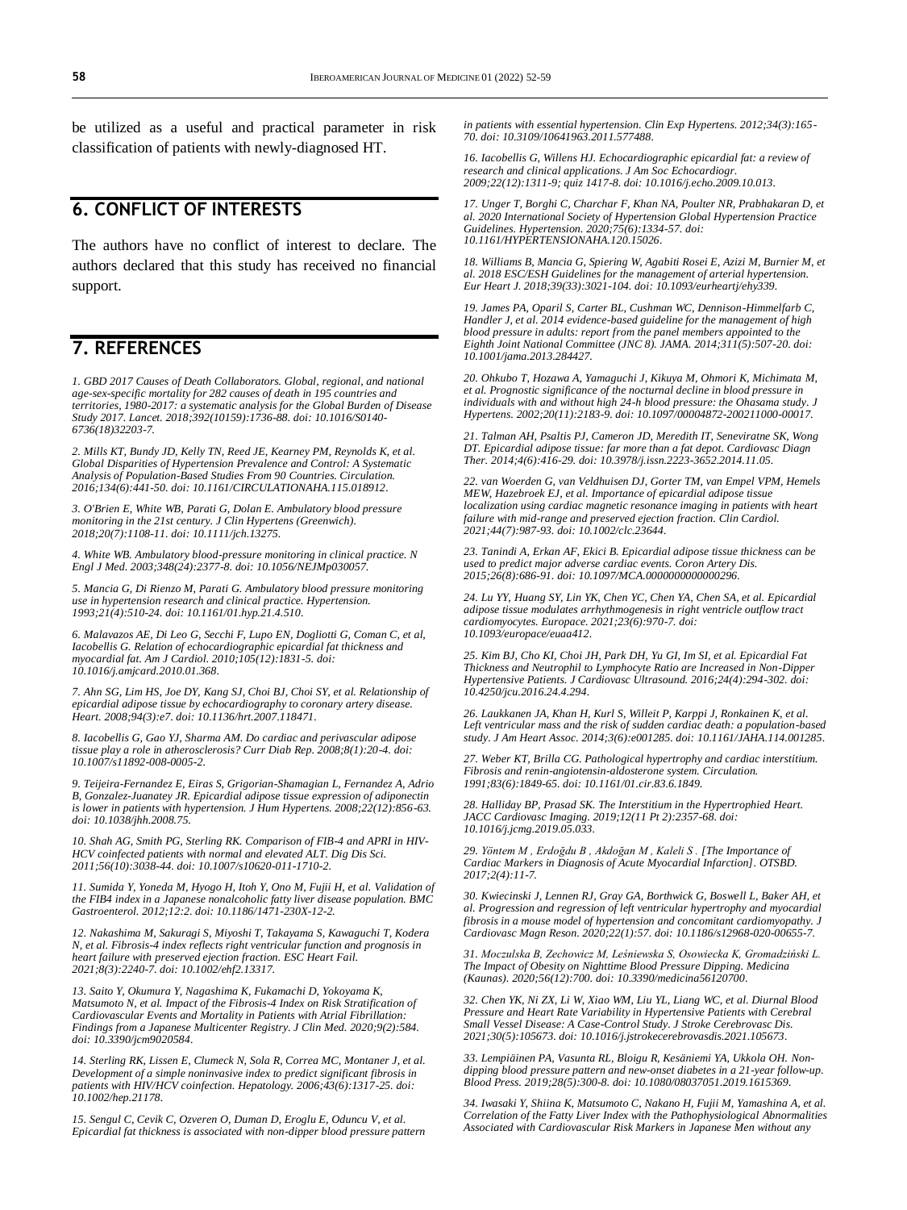be utilized as a useful and practical parameter in risk classification of patients with newly-diagnosed HT.

## 6. CONFLICT OF INTERESTS

The authors have no conflict of interest to declare. The authors declared that this study has received no financial support.

## 7. REFERENCES

*1. GBD 2017 Causes of Death Collaborators. Global, regional, and national age-sex-specific mortality for 282 causes of death in 195 countries and territories, 1980-2017: a systematic analysis for the Global Burden of Disease Study 2017. Lancet. 2018;392(10159):1736-88. doi: 10.1016/S0140-6736(18)32203-7.*

*2. Mills KT, Bundy JD, Kelly TN, Reed JE, Kearney PM, Reynolds K, et al. Global Disparities of Hypertension Prevalence and Control: A Systematic Analysis of Population-Based Studies From 90 Countries. Circulation. 2016;134(6):441-50. doi: 10.1161/CIRCULATIONAHA.115.018912.*

*3. O'Brien E, White WB, Parati G, Dolan E. Ambulatory blood pressure monitoring in the 21st century. J Clin Hypertens (Greenwich). 2018;20(7):1108-11. doi: 10.1111/jch.13275.*

*4. White WB. Ambulatory blood-pressure monitoring in clinical practice. N Engl J Med. 2003;348(24):2377-8. doi: 10.1056/NEJMp030057.*

*5. Mancia G, Di Rienzo M, Parati G. Ambulatory blood pressure monitoring use in hypertension research and clinical practice. Hypertension. 1993;21(4):510-24. doi: 10.1161/01.hyp.21.4.510.*

*6. Malavazos AE, Di Leo G, Secchi F, Lupo EN, Dogliotti G, Coman C, et al, Iacobellis G. Relation of echocardiographic epicardial fat thickness and myocardial fat. Am J Cardiol. 2010;105(12):1831-5. doi: 10.1016/j.amjcard.2010.01.368.*

*7. Ahn SG, Lim HS, Joe DY, Kang SJ, Choi BJ, Choi SY, et al. Relationship of epicardial adipose tissue by echocardiography to coronary artery disease. Heart. 2008;94(3):e7. doi: 10.1136/hrt.2007.118471.*

*8. Iacobellis G, Gao YJ, Sharma AM. Do cardiac and perivascular adipose tissue play a role in atherosclerosis? Curr Diab Rep. 2008;8(1):20-4. doi: 10.1007/s11892-008-0005-2.*

*9. Teijeira-Fernandez E, Eiras S, Grigorian-Shamagian L, Fernandez A, Adrio B, Gonzalez-Juanatey JR. Epicardial adipose tissue expression of adiponectin is lower in patients with hypertension. J Hum Hypertens. 2008;22(12):856-63. doi: 10.1038/jhh.2008.75.*

*10. Shah AG, Smith PG, Sterling RK. Comparison of FIB-4 and APRI in HIV-HCV coinfected patients with normal and elevated ALT. Dig Dis Sci. 2011;56(10):3038-44. doi: 10.1007/s10620-011-1710-2.*

*11. Sumida Y, Yoneda M, Hyogo H, Itoh Y, Ono M, Fujii H, et al. Validation of the FIB4 index in a Japanese nonalcoholic fatty liver disease population. BMC Gastroenterol. 2012;12:2. doi: 10.1186/1471-230X-12-2.*

*12. Nakashima M, Sakuragi S, Miyoshi T, Takayama S, Kawaguchi T, Kodera N, et al. Fibrosis-4 index reflects right ventricular function and prognosis in heart failure with preserved ejection fraction. ESC Heart Fail. 2021;8(3):2240-7. doi: 10.1002/ehf2.13317.*

*13. Saito Y, Okumura Y, Nagashima K, Fukamachi D, Yokoyama K, Matsumoto N, et al. Impact of the Fibrosis-4 Index on Risk Stratification of Cardiovascular Events and Mortality in Patients with Atrial Fibrillation: Findings from a Japanese Multicenter Registry. J Clin Med. 2020;9(2):584. doi: 10.3390/jcm9020584.*

*14. Sterling RK, Lissen E, Clumeck N, Sola R, Correa MC, Montaner J, et al. Development of a simple noninvasive index to predict significant fibrosis in patients with HIV/HCV coinfection. Hepatology. 2006;43(6):1317-25. doi: 10.1002/hep.21178.*

*15. Sengul C, Cevik C, Ozveren O, Duman D, Eroglu E, Oduncu V, et al. Epicardial fat thickness is associated with non-dipper blood pressure pattern in patients with essential hypertension. Clin Exp Hypertens. 2012;34(3):165-70. doi: 10.3109/10641963.2011.577488.*

*16. Iacobellis G, Willens HJ. Echocardiographic epicardial fat: a review of research and clinical applications. J Am Soc Echocardiogr. 2009;22(12):1311-9; quiz 1417-8. doi: 10.1016/j.echo.2009.10.013.*

*17. Unger T, Borghi C, Charchar F, Khan NA, Poulter NR, Prabhakaran D, et al. 2020 International Society of Hypertension Global Hypertension Practice Guidelines. Hypertension. 2020;75(6):1334-57. doi: 10.1161/HYPERTENSIONAHA.120.15026.*

*18. Williams B, Mancia G, Spiering W, Agabiti Rosei E, Azizi M, Burnier M, et al. 2018 ESC/ESH Guidelines for the management of arterial hypertension. Eur Heart J. 2018;39(33):3021-104. doi: 10.1093/eurheartj/ehy339.*

*19. James PA, Oparil S, Carter BL, Cushman WC, Dennison-Himmelfarb C, Handler J, et al. 2014 evidence-based guideline for the management of high blood pressure in adults: report from the panel members appointed to the Eighth Joint National Committee (JNC 8). JAMA. 2014;311(5):507-20. doi: 10.1001/jama.2013.284427.*

*20. Ohkubo T, Hozawa A, Yamaguchi J, Kikuya M, Ohmori K, Michimata M, et al. Prognostic significance of the nocturnal decline in blood pressure in individuals with and without high 24-h blood pressure: the Ohasama study. J Hypertens. 2002;20(11):2183-9. doi: 10.1097/00004872-200211000-00017.*

*21. Talman AH, Psaltis PJ, Cameron JD, Meredith IT, Seneviratne SK, Wong DT. Epicardial adipose tissue: far more than a fat depot. Cardiovasc Diagn Ther. 2014;4(6):416-29. doi: 10.3978/j.issn.2223-3652.2014.11.05.*

*22. van Woerden G, van Veldhuisen DJ, Gorter TM, van Empel VPM, Hemels MEW, Hazebroek EJ, et al. Importance of epicardial adipose tissue localization using cardiac magnetic resonance imaging in patients with heart failure with mid-range and preserved ejection fraction. Clin Cardiol. 2021;44(7):987-93. doi: 10.1002/clc.23644.*

*23. Tanindi A, Erkan AF, Ekici B. Epicardial adipose tissue thickness can be used to predict major adverse cardiac events. Coron Artery Dis. 2015;26(8):686-91. doi: 10.1097/MCA.0000000000000296.*

*24. Lu YY, Huang SY, Lin YK, Chen YC, Chen YA, Chen SA, et al. Epicardial adipose tissue modulates arrhythmogenesis in right ventricle outflow tract cardiomyocytes. Europace. 2021;23(6):970-7. doi: 10.1093/europace/euaa412.*

*25. Kim BJ, Cho KI, Choi JH, Park DH, Yu GI, Im SI, et al. Epicardial Fat Thickness and Neutrophil to Lymphocyte Ratio are Increased in Non-Dipper Hypertensive Patients. J Cardiovasc Ultrasound. 2016;24(4):294-302. doi: 10.4250/jcu.2016.24.4.294.*

*26. Laukkanen JA, Khan H, Kurl S, Willeit P, Karppi J, Ronkainen K, et al. Left ventricular mass and the risk of sudden cardiac death: a population-based study. J Am Heart Assoc. 2014;3(6):e001285. doi: 10.1161/JAHA.114.001285.*

*27. Weber KT, Brilla CG. Pathological hypertrophy and cardiac interstitium. Fibrosis and renin-angiotensin-aldosterone system. Circulation. 1991;83(6):1849-65. doi: 10.1161/01.cir.83.6.1849.*

*28. Halliday BP, Prasad SK. The Interstitium in the Hypertrophied Heart. JACC Cardiovasc Imaging. 2019;12(11 Pt 2):2357-68. doi: 10.1016/j.jcmg.2019.05.033.*

*29. Yöntem M , Erdoğdu B , Akdoğan M , Kaleli S . [The Importance of Cardiac Markers in Diagnosis of Acute Myocardial Infarction]. OTSBD. 2017;2(4):11-7.*

*30. Kwiecinski J, Lennen RJ, Gray GA, Borthwick G, Boswell L, Baker AH, et al. Progression and regression of left ventricular hypertrophy and myocardial fibrosis in a mouse model of hypertension and concomitant cardiomyopathy. J Cardiovasc Magn Reson. 2020;22(1):57. doi: 10.1186/s12968-020-00655-7.*

*31. Moczulska B, Zechowicz M, Leśniewska S, Osowiecka K, Gromadziński L. The Impact of Obesity on Nighttime Blood Pressure Dipping. Medicina (Kaunas). 2020;56(12):700. doi: 10.3390/medicina56120700.*

*32. Chen YK, Ni ZX, Li W, Xiao WM, Liu YL, Liang WC, et al. Diurnal Blood Pressure and Heart Rate Variability in Hypertensive Patients with Cerebral Small Vessel Disease: A Case-Control Study. J Stroke Cerebrovasc Dis. 2021;30(5):105673. doi: 10.1016/j.jstrokecerebrovasdis.2021.105673.*

*33. Lempiäinen PA, Vasunta RL, Bloigu R, Kesäniemi YA, Ukkola OH. Non-dipping blood pressure pattern and new-onset diabetes in a 21-year follow-up. Blood Press. 2019;28(5):300-8. doi: 10.1080/08037051.2019.1615369.*

*34. Iwasaki Y, Shiina K, Matsumoto C, Nakano H, Fujii M, Yamashina A, et al. Correlation of the Fatty Liver Index with the Pathophysiological Abnormalities Associated with Cardiovascular Risk Markers in Japanese Men without any*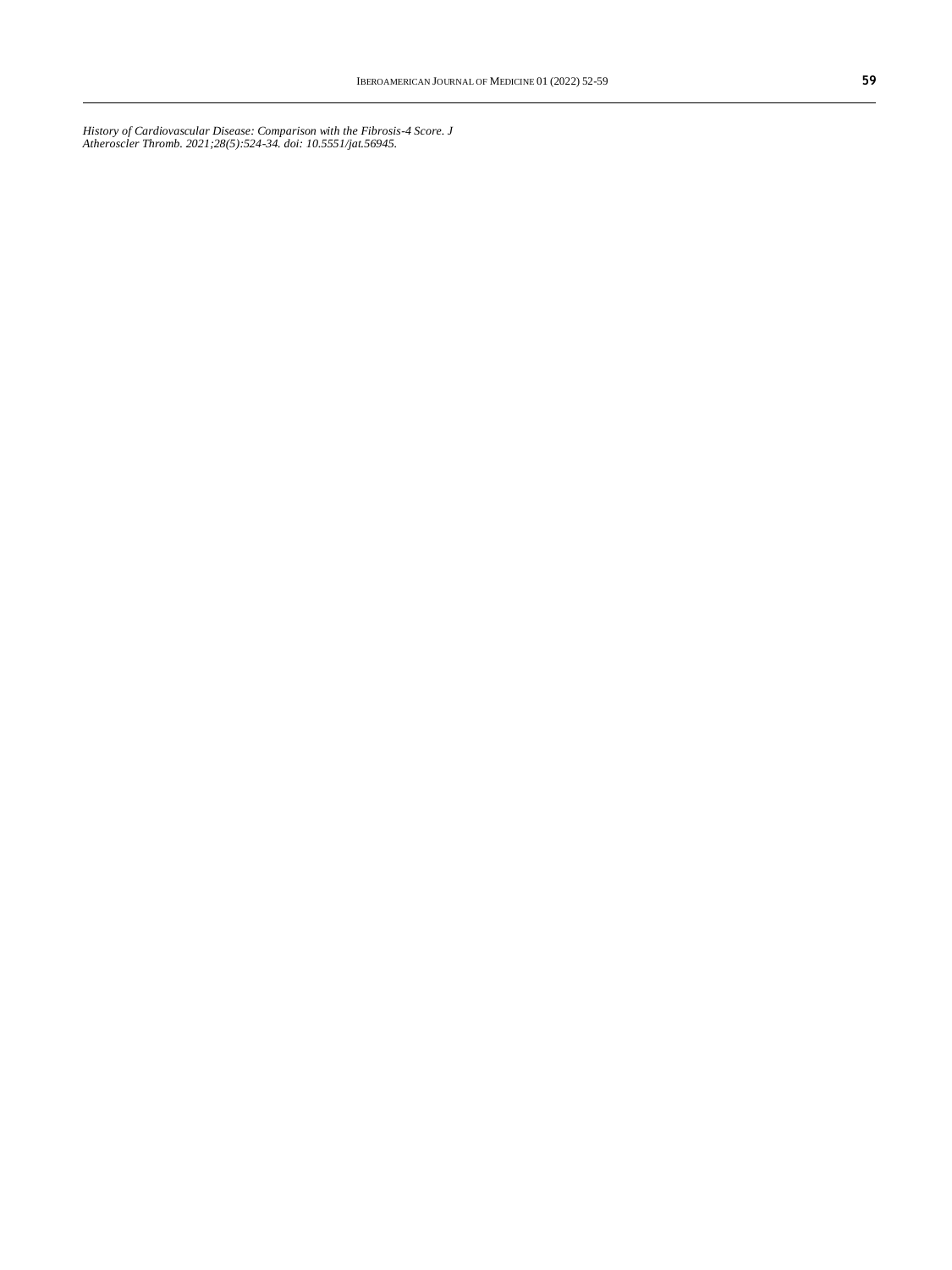*History of Cardiovascular Disease: Comparison with the Fibrosis-4 Score. J Atheroscler Thromb. 2021;28(5):524-34. doi: 10.5551/jat.56945.*